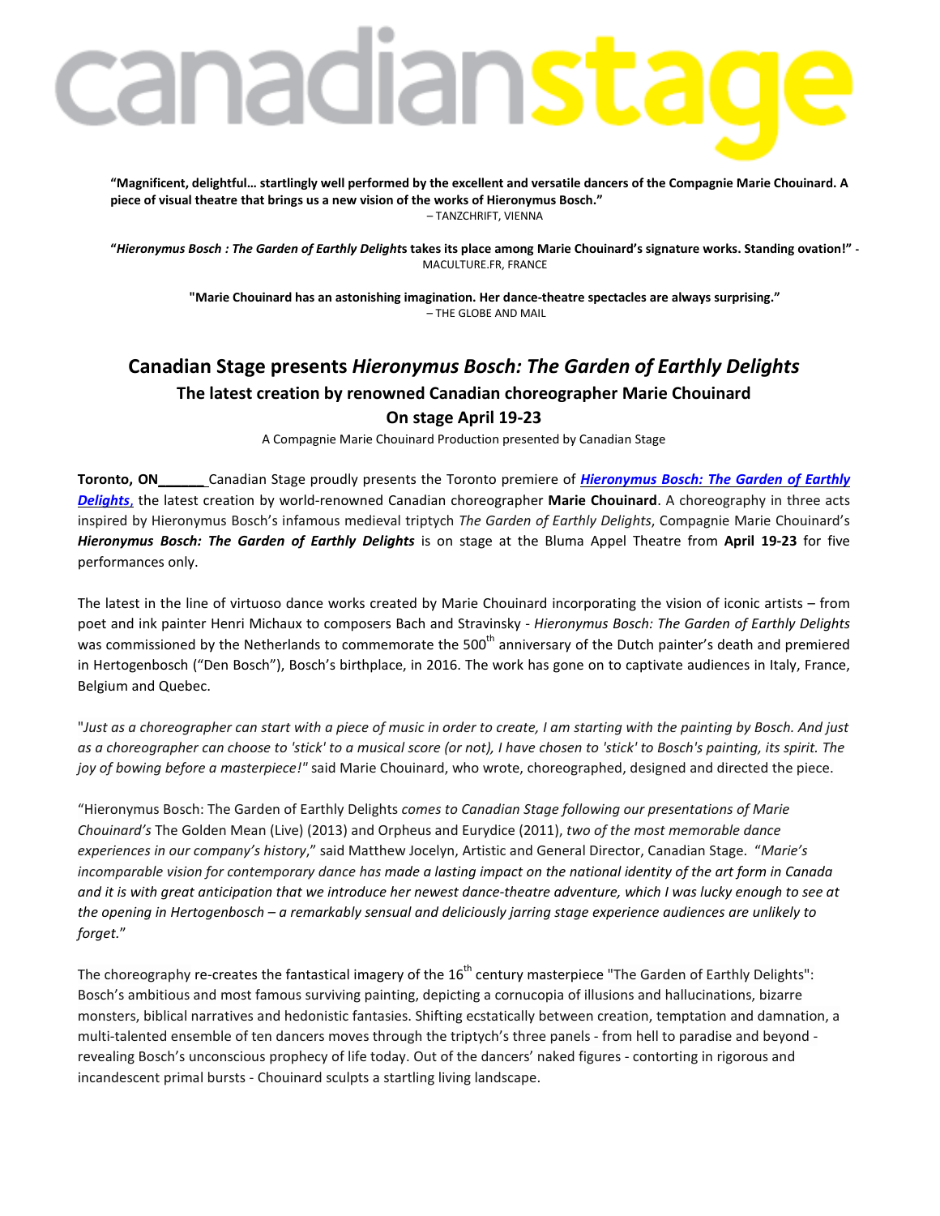# canadianstage

**"Magnificent, delightful… startlingly well performed by the excellent and versatile dancers of the Compagnie Marie Chouinard. A piece of visual theatre that brings us a new vision of the works of Hieronymus Bosch."**
– TANZCHRIFT, VIENNA

**"*Hieronymus Bosch : The Garden of Earthly Delight*s takes its place among Marie Chouinard's signature works. Standing ovation!"** - MACULTURE.FR, FRANCE

**"Marie Chouinard has an astonishing imagination. Her dance-theatre spectacles are always surprising."**
– THE GLOBE AND MAIL

## Canadian Stage presents *Hieronymus Bosch: The Garden of Earthly Delights*

### The latest creation by renowned Canadian choreographer Marie Chouinard

### On stage April 19-23

A Compagnie Marie Chouinard Production presented by Canadian Stage

**Toronto, ON______** Canadian Stage proudly presents the Toronto premiere of ***Hieronymus Bosch: The Garden of Earthly Delights***, the latest creation by world-renowned Canadian choreographer **Marie Chouinard**. A choreography in three acts inspired by Hieronymus Bosch's infamous medieval triptych *The Garden of Earthly Delights*, Compagnie Marie Chouinard's ***Hieronymus Bosch: The Garden of Earthly Delights*** is on stage at the Bluma Appel Theatre from **April 19-23** for five performances only.

The latest in the line of virtuoso dance works created by Marie Chouinard incorporating the vision of iconic artists – from poet and ink painter Henri Michaux to composers Bach and Stravinsky - *Hieronymus Bosch: The Garden of Earthly Delights* was commissioned by the Netherlands to commemorate the 500th anniversary of the Dutch painter's death and premiered in Hertogenbosch ("Den Bosch"), Bosch's birthplace, in 2016. The work has gone on to captivate audiences in Italy, France, Belgium and Quebec.

"*Just as a choreographer can start with a piece of music in order to create, I am starting with the painting by Bosch. And just as a choreographer can choose to 'stick' to a musical score (or not), I have chosen to 'stick' to Bosch's painting, its spirit. The joy of bowing before a masterpiece!*" said Marie Chouinard, who wrote, choreographed, designed and directed the piece.

"Hieronymus Bosch: The Garden of Earthly Delights *comes to Canadian Stage following our presentations of Marie Chouinard's* The Golden Mean (Live) (2013) and Orpheus and Eurydice (2011), *two of the most memorable dance experiences in our company's history*," said Matthew Jocelyn, Artistic and General Director, Canadian Stage. "*Marie's incomparable vision for contemporary dance has made a lasting impact on the national identity of the art form in Canada and it is with great anticipation that we introduce her newest dance-theatre adventure, which I was lucky enough to see at the opening in Hertogenbosch – a remarkably sensual and deliciously jarring stage experience audiences are unlikely to forget.*"

The choreography re-creates the fantastical imagery of the 16th century masterpiece "The Garden of Earthly Delights": Bosch's ambitious and most famous surviving painting, depicting a cornucopia of illusions and hallucinations, bizarre monsters, biblical narratives and hedonistic fantasies. Shifting ecstatically between creation, temptation and damnation, a multi-talented ensemble of ten dancers moves through the triptych's three panels - from hell to paradise and beyond - revealing Bosch's unconscious prophecy of life today. Out of the dancers' naked figures - contorting in rigorous and incandescent primal bursts - Chouinard sculpts a startling living landscape.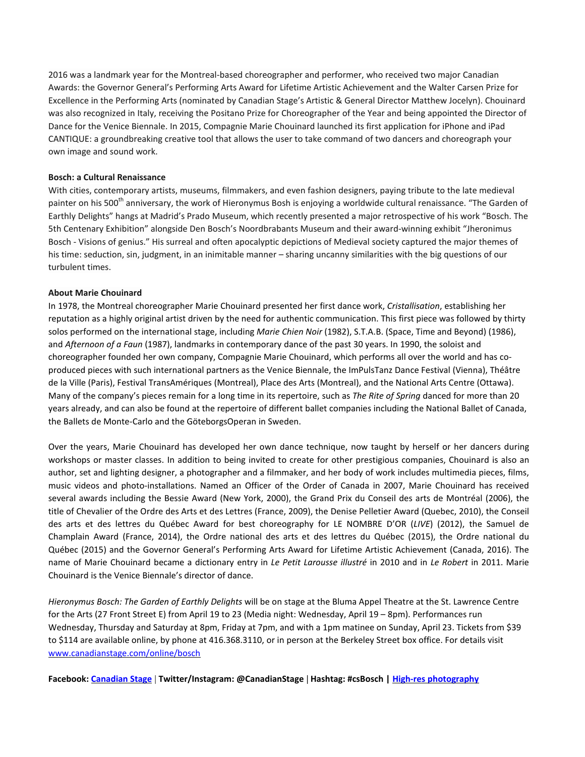2016 was a landmark year for the Montreal-based choreographer and performer, who received two major Canadian Awards: the Governor General's Performing Arts Award for Lifetime Artistic Achievement and the Walter Carsen Prize for Excellence in the Performing Arts (nominated by Canadian Stage's Artistic & General Director Matthew Jocelyn). Chouinard was also recognized in Italy, receiving the Positano Prize for Choreographer of the Year and being appointed the Director of Dance for the Venice Biennale. In 2015, Compagnie Marie Chouinard launched its first application for iPhone and iPad CANTIQUE: a groundbreaking creative tool that allows the user to take command of two dancers and choreograph your own image and sound work.

**Bosch: a Cultural Renaissance**

With cities, contemporary artists, museums, filmmakers, and even fashion designers, paying tribute to the late medieval painter on his 500th anniversary, the work of Hieronymus Bosh is enjoying a worldwide cultural renaissance. "The Garden of Earthly Delights" hangs at Madrid's Prado Museum, which recently presented a major retrospective of his work "Bosch. The 5th Centenary Exhibition" alongside Den Bosch's Noordbrabants Museum and their award-winning exhibit "Jheronimus Bosch - Visions of genius." His surreal and often apocalyptic depictions of Medieval society captured the major themes of his time: seduction, sin, judgment, in an inimitable manner – sharing uncanny similarities with the big questions of our turbulent times.

**About Marie Chouinard**

In 1978, the Montreal choreographer Marie Chouinard presented her first dance work, *Cristallisation*, establishing her reputation as a highly original artist driven by the need for authentic communication. This first piece was followed by thirty solos performed on the international stage, including *Marie Chien Noir* (1982), S.T.A.B. (Space, Time and Beyond) (1986), and *Afternoon of a Faun* (1987), landmarks in contemporary dance of the past 30 years. In 1990, the soloist and choreographer founded her own company, Compagnie Marie Chouinard, which performs all over the world and has co-produced pieces with such international partners as the Venice Biennale, the ImPulsTanz Dance Festival (Vienna), Théâtre de la Ville (Paris), Festival TransAmériques (Montreal), Place des Arts (Montreal), and the National Arts Centre (Ottawa). Many of the company's pieces remain for a long time in its repertoire, such as *The Rite of Spring* danced for more than 20 years already, and can also be found at the repertoire of different ballet companies including the National Ballet of Canada, the Ballets de Monte-Carlo and the GöteborgsOperan in Sweden.

Over the years, Marie Chouinard has developed her own dance technique, now taught by herself or her dancers during workshops or master classes. In addition to being invited to create for other prestigious companies, Chouinard is also an author, set and lighting designer, a photographer and a filmmaker, and her body of work includes multimedia pieces, films, music videos and photo-installations. Named an Officer of the Order of Canada in 2007, Marie Chouinard has received several awards including the Bessie Award (New York, 2000), the Grand Prix du Conseil des arts de Montréal (2006), the title of Chevalier of the Ordre des Arts et des Lettres (France, 2009), the Denise Pelletier Award (Quebec, 2010), the Conseil des arts et des lettres du Québec Award for best choreography for LE NOMBRE D'OR (*LIVE*) (2012), the Samuel de Champlain Award (France, 2014), the Ordre national des arts et des lettres du Québec (2015), the Ordre national du Québec (2015) and the Governor General's Performing Arts Award for Lifetime Artistic Achievement (Canada, 2016). The name of Marie Chouinard became a dictionary entry in *Le Petit Larousse illustré* in 2010 and in *Le Robert* in 2011. Marie Chouinard is the Venice Biennale's director of dance.

*Hieronymus Bosch: The Garden of Earthly Delights* will be on stage at the Bluma Appel Theatre at the St. Lawrence Centre for the Arts (27 Front Street E) from April 19 to 23 (Media night: Wednesday, April 19 – 8pm). Performances run Wednesday, Thursday and Saturday at 8pm, Friday at 7pm, and with a 1pm matinee on Sunday, April 23. Tickets from $39 to $114 are available online, by phone at 416.368.3110, or in person at the Berkeley Street box office. For details visit www.canadianstage.com/online/bosch

**Facebook: Canadian Stage | Twitter/Instagram: @CanadianStage | Hashtag: #csBosch | High-res photography**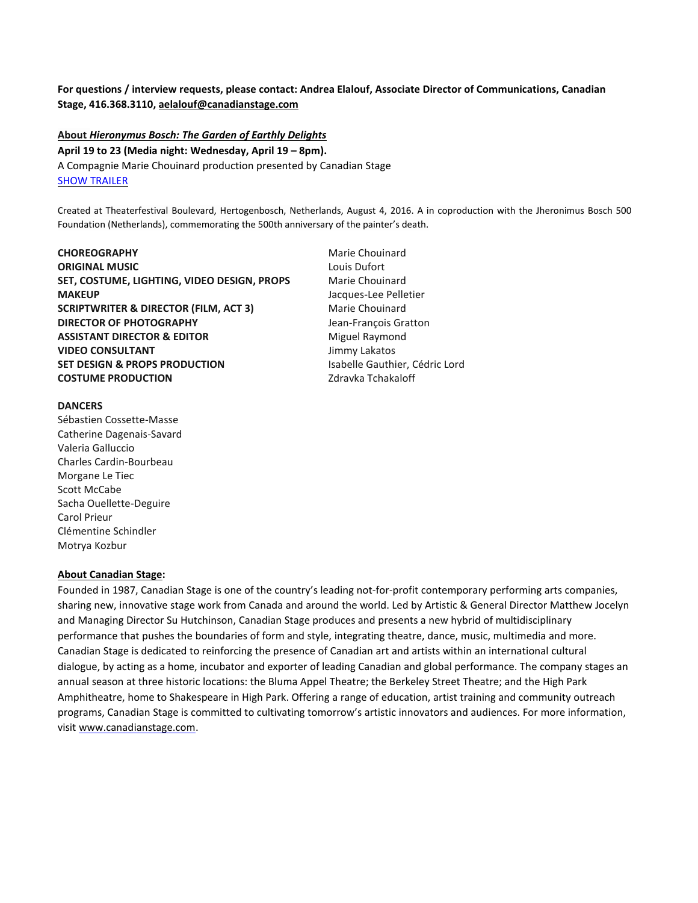**For questions / interview requests, please contact: Andrea Elalouf, Associate Director of Communications, Canadian Stage, 416.368.3110, aelalouf@canadianstage.com**

**About *Hieronymus Bosch: The Garden of Earthly Delights***

**April 19 to 23 (Media night: Wednesday, April 19 – 8pm).**

A Compagnie Marie Chouinard production presented by Canadian Stage

SHOW TRAILER

Created at Theaterfestival Boulevard, Hertogenbosch, Netherlands, August 4, 2016. A in coproduction with the Jheronimus Bosch 500 Foundation (Netherlands), commemorating the 500th anniversary of the painter's death.

| | |
|---|---|
| **CHOREOGRAPHY** | Marie Chouinard |
| **ORIGINAL MUSIC** | Louis Dufort |
| **SET, COSTUME, LIGHTING, VIDEO DESIGN, PROPS** | Marie Chouinard |
| **MAKEUP** | Jacques-Lee Pelletier |
| **SCRIPTWRITER & DIRECTOR (FILM, ACT 3)** | Marie Chouinard |
| **DIRECTOR OF PHOTOGRAPHY** | Jean-François Gratton |
| **ASSISTANT DIRECTOR & EDITOR** | Miguel Raymond |
| **VIDEO CONSULTANT** | Jimmy Lakatos |
| **SET DESIGN & PROPS PRODUCTION** | Isabelle Gauthier, Cédric Lord |
| **COSTUME PRODUCTION** | Zdravka Tchakaloff |

**DANCERS**

Sébastien Cossette-Masse
Catherine Dagenais-Savard
Valeria Galluccio
Charles Cardin-Bourbeau
Morgane Le Tiec
Scott McCabe
Sacha Ouellette-Deguire
Carol Prieur
Clémentine Schindler
Motrya Kozbur

**About Canadian Stage:**

Founded in 1987, Canadian Stage is one of the country's leading not-for-profit contemporary performing arts companies, sharing new, innovative stage work from Canada and around the world. Led by Artistic & General Director Matthew Jocelyn and Managing Director Su Hutchinson, Canadian Stage produces and presents a new hybrid of multidisciplinary performance that pushes the boundaries of form and style, integrating theatre, dance, music, multimedia and more. Canadian Stage is dedicated to reinforcing the presence of Canadian art and artists within an international cultural dialogue, by acting as a home, incubator and exporter of leading Canadian and global performance. The company stages an annual season at three historic locations: the Bluma Appel Theatre; the Berkeley Street Theatre; and the High Park Amphitheatre, home to Shakespeare in High Park. Offering a range of education, artist training and community outreach programs, Canadian Stage is committed to cultivating tomorrow's artistic innovators and audiences. For more information, visit www.canadianstage.com.